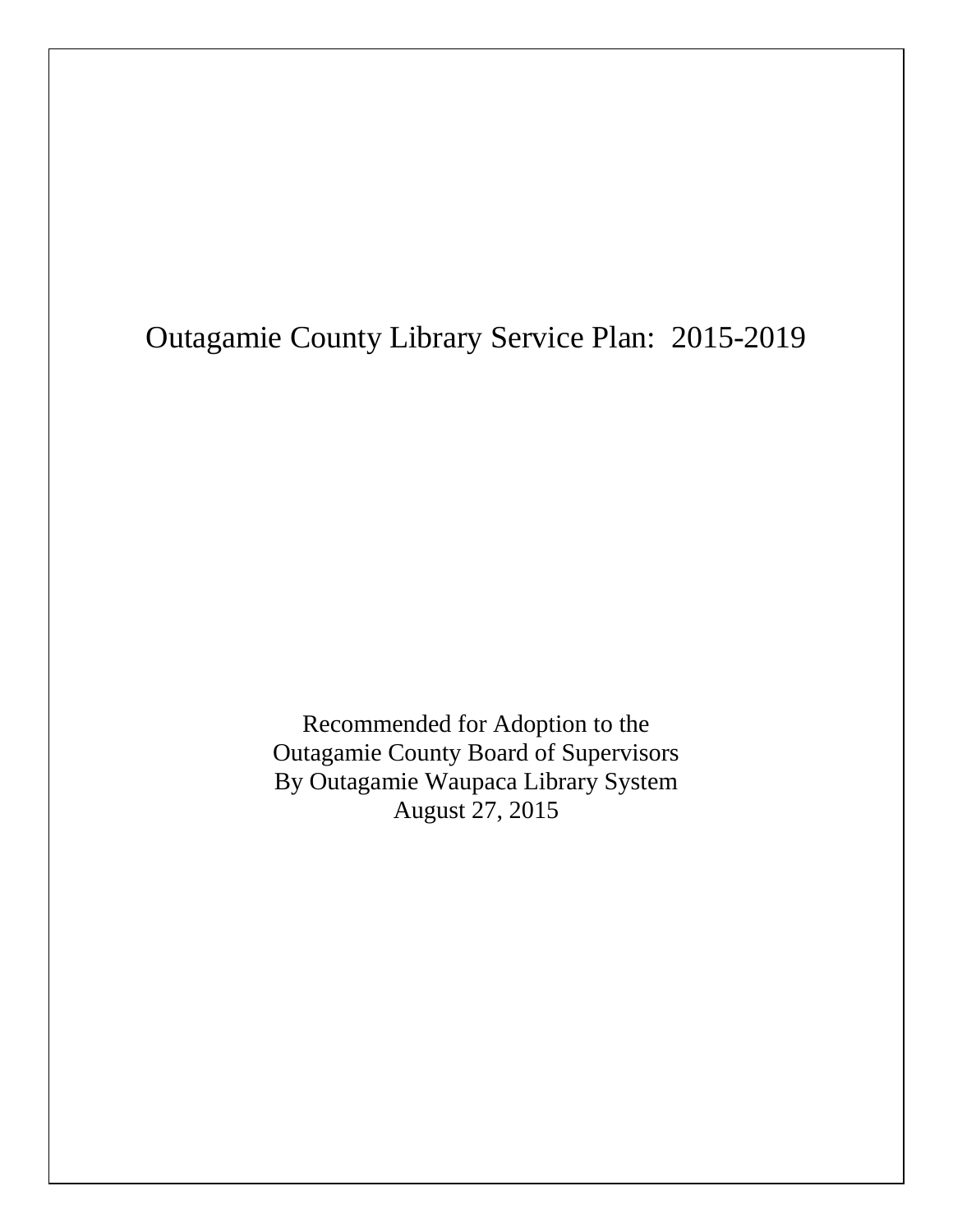# Outagamie County Library Service Plan: 2015-2019

Recommended for Adoption to the
Outagamie County Board of Supervisors
By Outagamie Waupaca Library System
August 27, 2015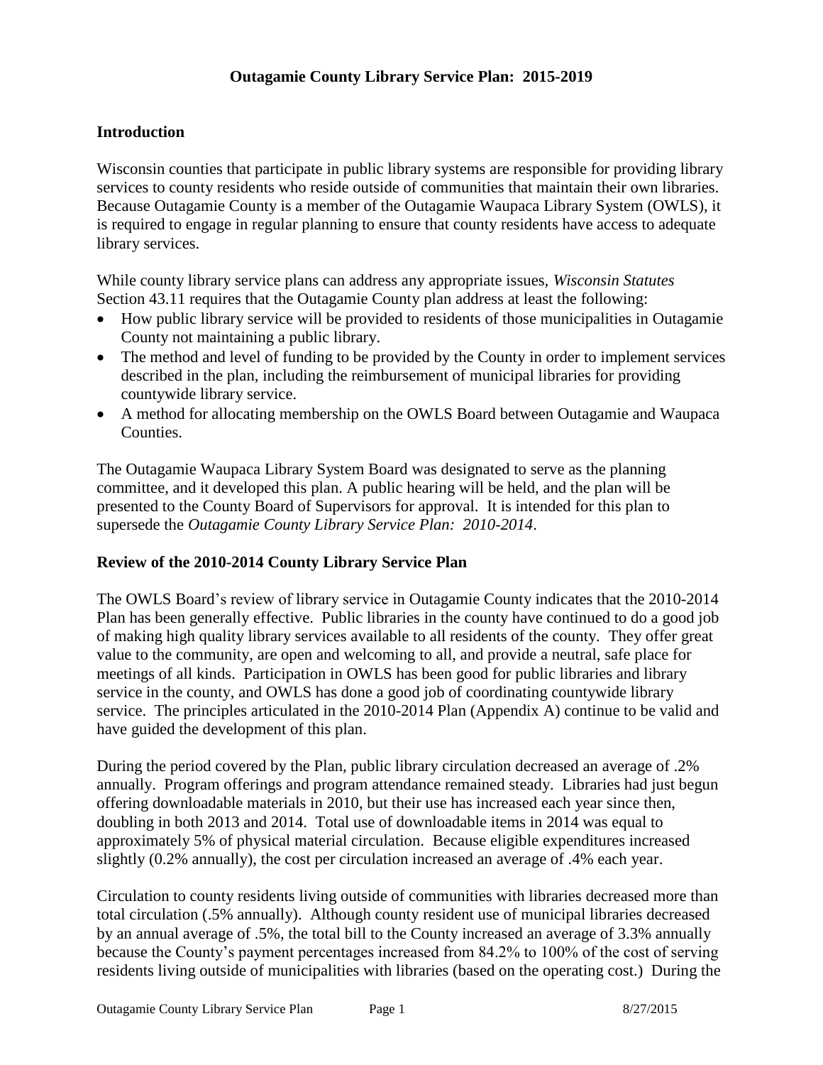# Outagamie County Library Service Plan: 2015-2019

## Introduction

Wisconsin counties that participate in public library systems are responsible for providing library services to county residents who reside outside of communities that maintain their own libraries. Because Outagamie County is a member of the Outagamie Waupaca Library System (OWLS), it is required to engage in regular planning to ensure that county residents have access to adequate library services.

While county library service plans can address any appropriate issues, *Wisconsin Statutes* Section 43.11 requires that the Outagamie County plan address at least the following:

- How public library service will be provided to residents of those municipalities in Outagamie County not maintaining a public library.
- The method and level of funding to be provided by the County in order to implement services described in the plan, including the reimbursement of municipal libraries for providing countywide library service.
- A method for allocating membership on the OWLS Board between Outagamie and Waupaca Counties.

The Outagamie Waupaca Library System Board was designated to serve as the planning committee, and it developed this plan. A public hearing will be held, and the plan will be presented to the County Board of Supervisors for approval. It is intended for this plan to supersede the *Outagamie County Library Service Plan: 2010-2014*.

## Review of the 2010-2014 County Library Service Plan

The OWLS Board's review of library service in Outagamie County indicates that the 2010-2014 Plan has been generally effective. Public libraries in the county have continued to do a good job of making high quality library services available to all residents of the county. They offer great value to the community, are open and welcoming to all, and provide a neutral, safe place for meetings of all kinds. Participation in OWLS has been good for public libraries and library service in the county, and OWLS has done a good job of coordinating countywide library service. The principles articulated in the 2010-2014 Plan (Appendix A) continue to be valid and have guided the development of this plan.

During the period covered by the Plan, public library circulation decreased an average of .2% annually. Program offerings and program attendance remained steady. Libraries had just begun offering downloadable materials in 2010, but their use has increased each year since then, doubling in both 2013 and 2014. Total use of downloadable items in 2014 was equal to approximately 5% of physical material circulation. Because eligible expenditures increased slightly (0.2% annually), the cost per circulation increased an average of .4% each year.

Circulation to county residents living outside of communities with libraries decreased more than total circulation (.5% annually). Although county resident use of municipal libraries decreased by an annual average of .5%, the total bill to the County increased an average of 3.3% annually because the County's payment percentages increased from 84.2% to 100% of the cost of serving residents living outside of municipalities with libraries (based on the operating cost.) During the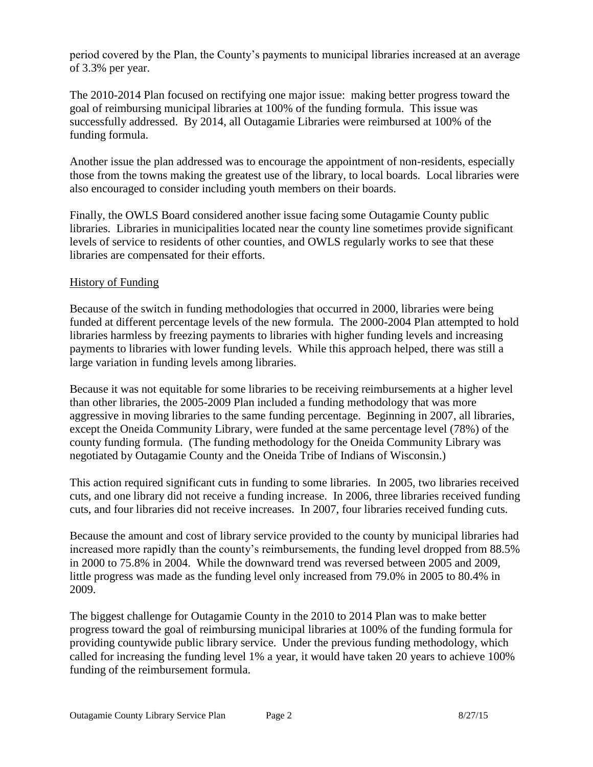period covered by the Plan, the County's payments to municipal libraries increased at an average of 3.3% per year.

The 2010-2014 Plan focused on rectifying one major issue: making better progress toward the goal of reimbursing municipal libraries at 100% of the funding formula. This issue was successfully addressed. By 2014, all Outagamie Libraries were reimbursed at 100% of the funding formula.

Another issue the plan addressed was to encourage the appointment of non-residents, especially those from the towns making the greatest use of the library, to local boards. Local libraries were also encouraged to consider including youth members on their boards.

Finally, the OWLS Board considered another issue facing some Outagamie County public libraries. Libraries in municipalities located near the county line sometimes provide significant levels of service to residents of other counties, and OWLS regularly works to see that these libraries are compensated for their efforts.

## History of Funding

Because of the switch in funding methodologies that occurred in 2000, libraries were being funded at different percentage levels of the new formula. The 2000-2004 Plan attempted to hold libraries harmless by freezing payments to libraries with higher funding levels and increasing payments to libraries with lower funding levels. While this approach helped, there was still a large variation in funding levels among libraries.

Because it was not equitable for some libraries to be receiving reimbursements at a higher level than other libraries, the 2005-2009 Plan included a funding methodology that was more aggressive in moving libraries to the same funding percentage. Beginning in 2007, all libraries, except the Oneida Community Library, were funded at the same percentage level (78%) of the county funding formula. (The funding methodology for the Oneida Community Library was negotiated by Outagamie County and the Oneida Tribe of Indians of Wisconsin.)

This action required significant cuts in funding to some libraries. In 2005, two libraries received cuts, and one library did not receive a funding increase. In 2006, three libraries received funding cuts, and four libraries did not receive increases. In 2007, four libraries received funding cuts.

Because the amount and cost of library service provided to the county by municipal libraries had increased more rapidly than the county's reimbursements, the funding level dropped from 88.5% in 2000 to 75.8% in 2004. While the downward trend was reversed between 2005 and 2009, little progress was made as the funding level only increased from 79.0% in 2005 to 80.4% in 2009.

The biggest challenge for Outagamie County in the 2010 to 2014 Plan was to make better progress toward the goal of reimbursing municipal libraries at 100% of the funding formula for providing countywide public library service. Under the previous funding methodology, which called for increasing the funding level 1% a year, it would have taken 20 years to achieve 100% funding of the reimbursement formula.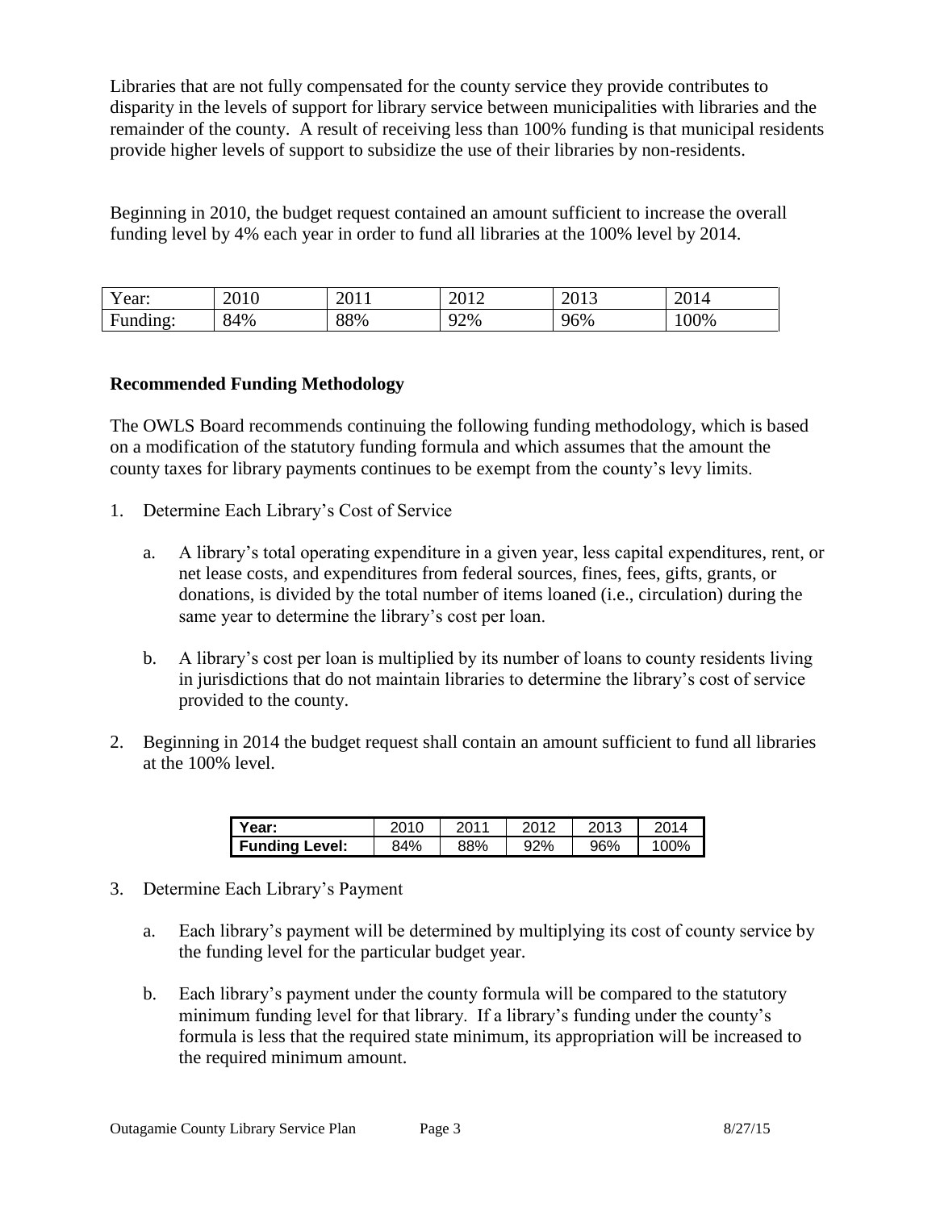Libraries that are not fully compensated for the county service they provide contributes to disparity in the levels of support for library service between municipalities with libraries and the remainder of the county. A result of receiving less than 100% funding is that municipal residents provide higher levels of support to subsidize the use of their libraries by non-residents.

Beginning in 2010, the budget request contained an amount sufficient to increase the overall funding level by 4% each year in order to fund all libraries at the 100% level by 2014.

| Year: | 2010 | 2011 | 2012 | 2013 | 2014 |
|---|---|---|---|---|---|
| Funding: | 84% | 88% | 92% | 96% | 100% |

**Recommended Funding Methodology**

The OWLS Board recommends continuing the following funding methodology, which is based on a modification of the statutory funding formula and which assumes that the amount the county taxes for library payments continues to be exempt from the county's levy limits.

1. Determine Each Library's Cost of Service

    a. A library's total operating expenditure in a given year, less capital expenditures, rent, or net lease costs, and expenditures from federal sources, fines, fees, gifts, grants, or donations, is divided by the total number of items loaned (i.e., circulation) during the same year to determine the library's cost per loan.

    b. A library's cost per loan is multiplied by its number of loans to county residents living in jurisdictions that do not maintain libraries to determine the library's cost of service provided to the county.

2. Beginning in 2014 the budget request shall contain an amount sufficient to fund all libraries at the 100% level.

| **Year:** | 2010 | 2011 | 2012 | 2013 | 2014 |
|---|---|---|---|---|---|
| **Funding Level:** | 84% | 88% | 92% | 96% | 100% |

3. Determine Each Library's Payment

    a. Each library's payment will be determined by multiplying its cost of county service by the funding level for the particular budget year.

    b. Each library's payment under the county formula will be compared to the statutory minimum funding level for that library. If a library's funding under the county's formula is less that the required state minimum, its appropriation will be increased to the required minimum amount.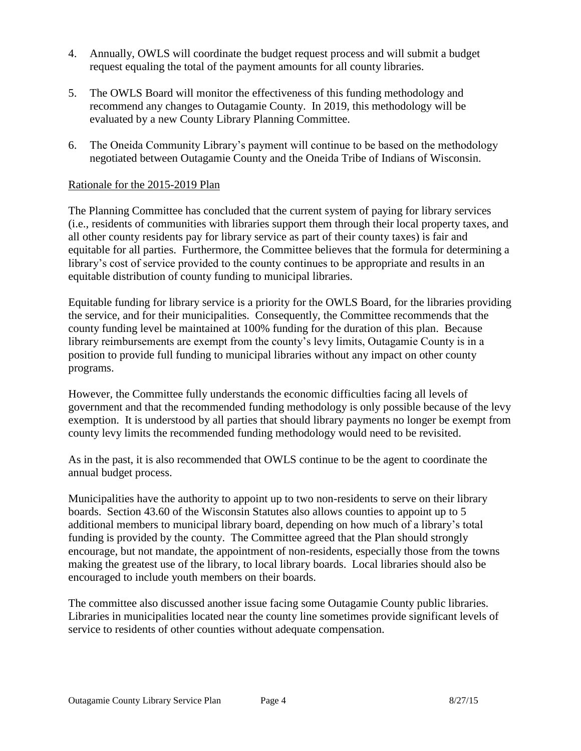4. Annually, OWLS will coordinate the budget request process and will submit a budget request equaling the total of the payment amounts for all county libraries.

5. The OWLS Board will monitor the effectiveness of this funding methodology and recommend any changes to Outagamie County. In 2019, this methodology will be evaluated by a new County Library Planning Committee.

6. The Oneida Community Library's payment will continue to be based on the methodology negotiated between Outagamie County and the Oneida Tribe of Indians of Wisconsin.

<u>Rationale for the 2015-2019 Plan</u>

The Planning Committee has concluded that the current system of paying for library services (i.e., residents of communities with libraries support them through their local property taxes, and all other county residents pay for library service as part of their county taxes) is fair and equitable for all parties. Furthermore, the Committee believes that the formula for determining a library's cost of service provided to the county continues to be appropriate and results in an equitable distribution of county funding to municipal libraries.

Equitable funding for library service is a priority for the OWLS Board, for the libraries providing the service, and for their municipalities. Consequently, the Committee recommends that the county funding level be maintained at 100% funding for the duration of this plan. Because library reimbursements are exempt from the county's levy limits, Outagamie County is in a position to provide full funding to municipal libraries without any impact on other county programs.

However, the Committee fully understands the economic difficulties facing all levels of government and that the recommended funding methodology is only possible because of the levy exemption. It is understood by all parties that should library payments no longer be exempt from county levy limits the recommended funding methodology would need to be revisited.

As in the past, it is also recommended that OWLS continue to be the agent to coordinate the annual budget process.

Municipalities have the authority to appoint up to two non-residents to serve on their library boards. Section 43.60 of the Wisconsin Statutes also allows counties to appoint up to 5 additional members to municipal library board, depending on how much of a library's total funding is provided by the county. The Committee agreed that the Plan should strongly encourage, but not mandate, the appointment of non-residents, especially those from the towns making the greatest use of the library, to local library boards. Local libraries should also be encouraged to include youth members on their boards.

The committee also discussed another issue facing some Outagamie County public libraries. Libraries in municipalities located near the county line sometimes provide significant levels of service to residents of other counties without adequate compensation.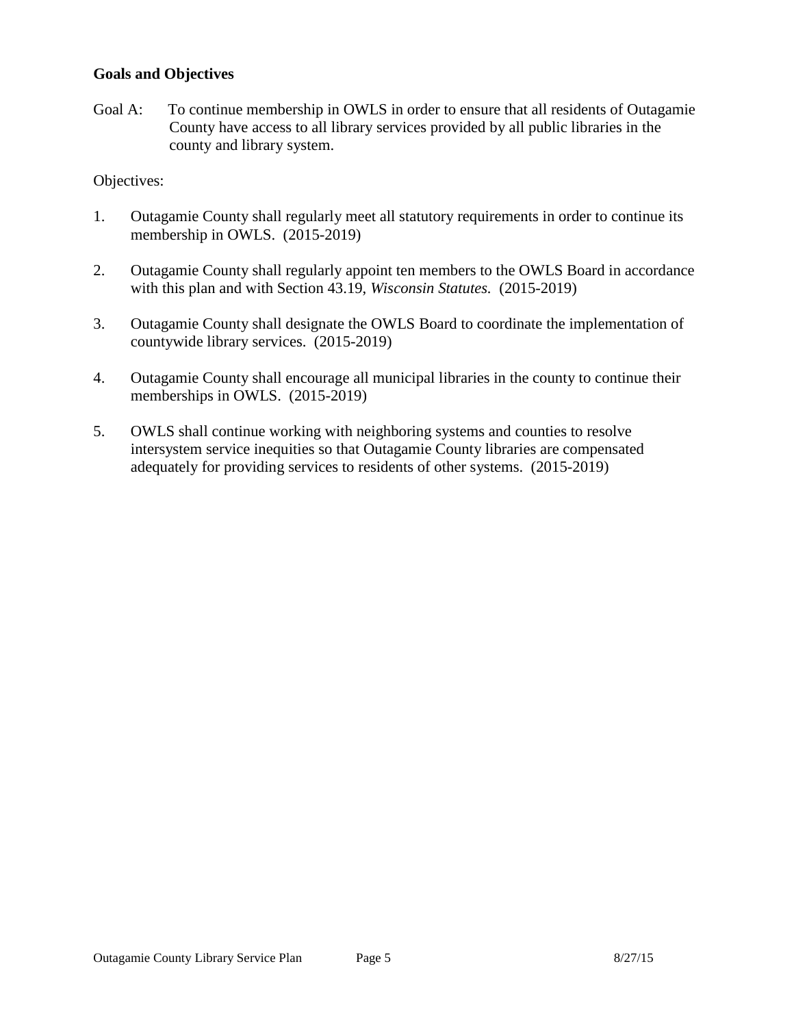**Goals and Objectives**

Goal A: To continue membership in OWLS in order to ensure that all residents of Outagamie County have access to all library services provided by all public libraries in the county and library system.

Objectives:

1. Outagamie County shall regularly meet all statutory requirements in order to continue its membership in OWLS. (2015-2019)

2. Outagamie County shall regularly appoint ten members to the OWLS Board in accordance with this plan and with Section 43.19, *Wisconsin Statutes.* (2015-2019)

3. Outagamie County shall designate the OWLS Board to coordinate the implementation of countywide library services. (2015-2019)

4. Outagamie County shall encourage all municipal libraries in the county to continue their memberships in OWLS. (2015-2019)

5. OWLS shall continue working with neighboring systems and counties to resolve intersystem service inequities so that Outagamie County libraries are compensated adequately for providing services to residents of other systems. (2015-2019)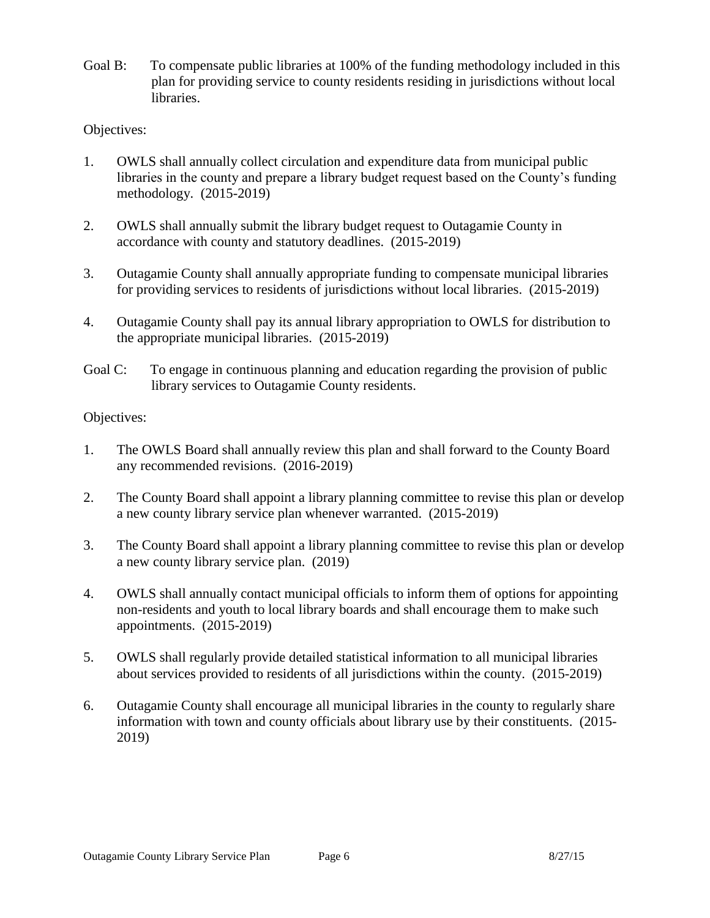Goal B: To compensate public libraries at 100% of the funding methodology included in this plan for providing service to county residents residing in jurisdictions without local libraries.

Objectives:

1. OWLS shall annually collect circulation and expenditure data from municipal public libraries in the county and prepare a library budget request based on the County's funding methodology. (2015-2019)

2. OWLS shall annually submit the library budget request to Outagamie County in accordance with county and statutory deadlines. (2015-2019)

3. Outagamie County shall annually appropriate funding to compensate municipal libraries for providing services to residents of jurisdictions without local libraries. (2015-2019)

4. Outagamie County shall pay its annual library appropriation to OWLS for distribution to the appropriate municipal libraries. (2015-2019)

Goal C: To engage in continuous planning and education regarding the provision of public library services to Outagamie County residents.

Objectives:

1. The OWLS Board shall annually review this plan and shall forward to the County Board any recommended revisions. (2016-2019)

2. The County Board shall appoint a library planning committee to revise this plan or develop a new county library service plan whenever warranted. (2015-2019)

3. The County Board shall appoint a library planning committee to revise this plan or develop a new county library service plan. (2019)

4. OWLS shall annually contact municipal officials to inform them of options for appointing non-residents and youth to local library boards and shall encourage them to make such appointments. (2015-2019)

5. OWLS shall regularly provide detailed statistical information to all municipal libraries about services provided to residents of all jurisdictions within the county. (2015-2019)

6. Outagamie County shall encourage all municipal libraries in the county to regularly share information with town and county officials about library use by their constituents. (2015-2019)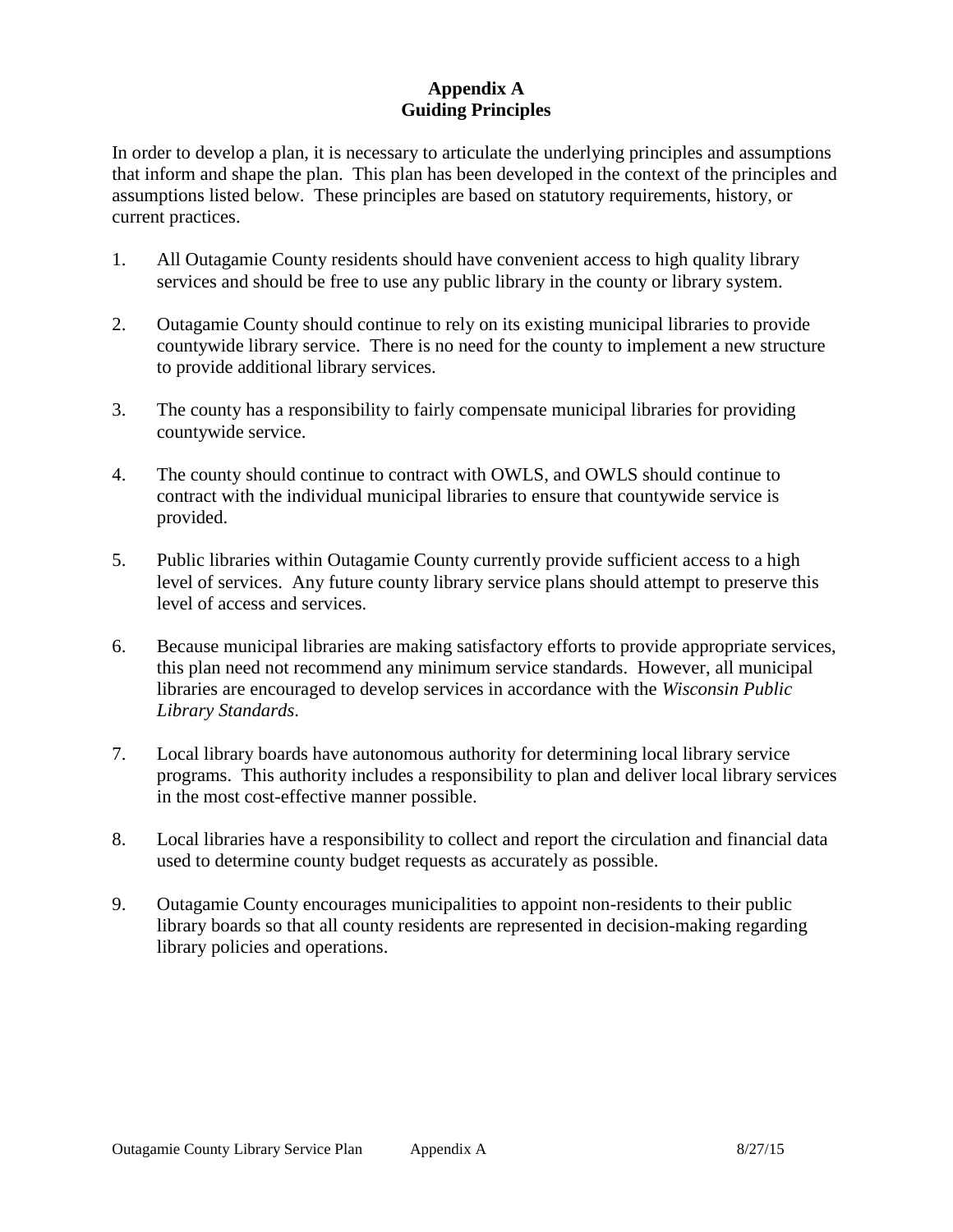# Appendix A
## Guiding Principles

In order to develop a plan, it is necessary to articulate the underlying principles and assumptions that inform and shape the plan. This plan has been developed in the context of the principles and assumptions listed below. These principles are based on statutory requirements, history, or current practices.

1. All Outagamie County residents should have convenient access to high quality library services and should be free to use any public library in the county or library system.

2. Outagamie County should continue to rely on its existing municipal libraries to provide countywide library service. There is no need for the county to implement a new structure to provide additional library services.

3. The county has a responsibility to fairly compensate municipal libraries for providing countywide service.

4. The county should continue to contract with OWLS, and OWLS should continue to contract with the individual municipal libraries to ensure that countywide service is provided.

5. Public libraries within Outagamie County currently provide sufficient access to a high level of services. Any future county library service plans should attempt to preserve this level of access and services.

6. Because municipal libraries are making satisfactory efforts to provide appropriate services, this plan need not recommend any minimum service standards. However, all municipal libraries are encouraged to develop services in accordance with the *Wisconsin Public Library Standards*.

7. Local library boards have autonomous authority for determining local library service programs. This authority includes a responsibility to plan and deliver local library services in the most cost-effective manner possible.

8. Local libraries have a responsibility to collect and report the circulation and financial data used to determine county budget requests as accurately as possible.

9. Outagamie County encourages municipalities to appoint non-residents to their public library boards so that all county residents are represented in decision-making regarding library policies and operations.